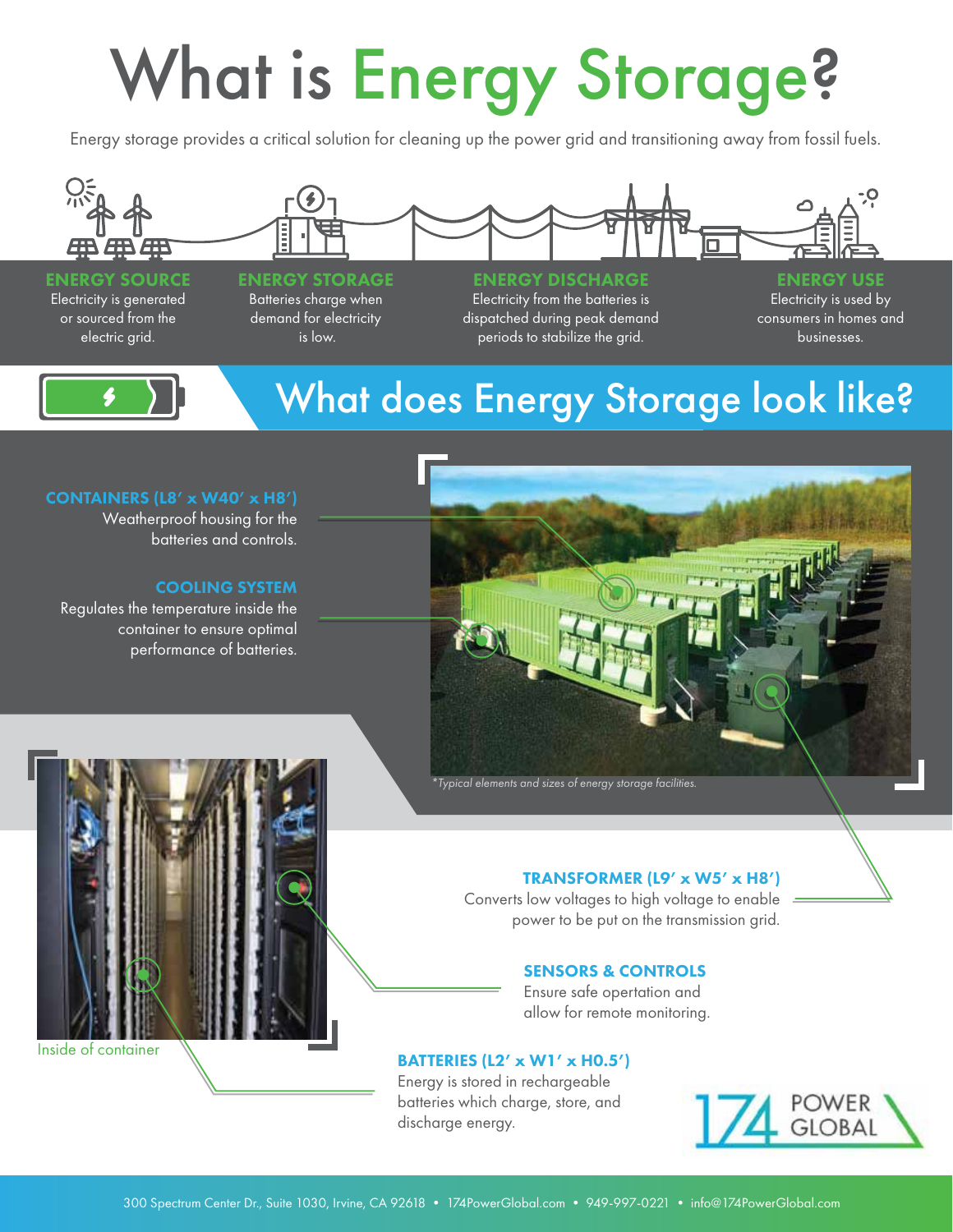# What is Energy Storage?

Energy storage provides a critical solution for cleaning up the power grid and transitioning away from fossil fuels.

**ENERGY SOURCE**
Electricity is generated or sourced from the electric grid.

**ENERGY STORAGE**
Batteries charge when demand for electricity is low.

**ENERGY DISCHARGE**
Electricity from the batteries is dispatched during peak demand periods to stabilize the grid.

**ENERGY USE**
Electricity is used by consumers in homes and businesses.

## What does Energy Storage look like?

**CONTAINERS (L8′ x W40′ x H8′)**
Weatherproof housing for the batteries and controls.

**COOLING SYSTEM**
Regulates the temperature inside the container to ensure optimal performance of batteries.

*Typical elements and sizes of energy storage facilities.*

Inside of container

**TRANSFORMER (L9′ x W5′ x H8′)**
Converts low voltages to high voltage to enable power to be put on the transmission grid.

**SENSORS & CONTROLS**
Ensure safe opertation and allow for remote monitoring.

**BATTERIES (L2′ x W1′ x H0.5′)**
Energy is stored in rechargeable batteries which charge, store, and discharge energy.

174 POWER GLOBAL

300 Spectrum Center Dr., Suite 1030, Irvine, CA 92618 • 174PowerGlobal.com • 949-997-0221 • info@174PowerGlobal.com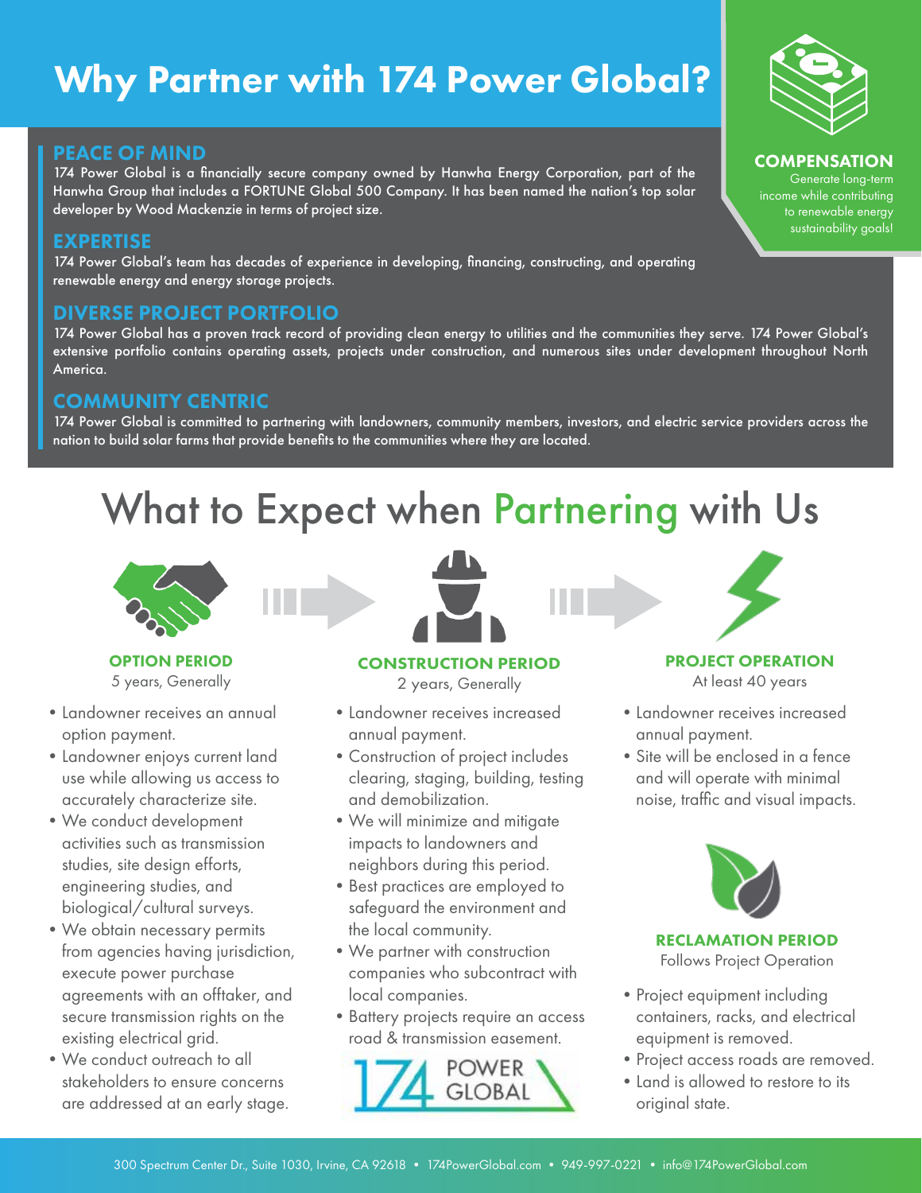# Why Partner with 174 Power Global?

## PEACE OF MIND

174 Power Global is a financially secure company owned by Hanwha Energy Corporation, part of the Hanwha Group that includes a FORTUNE Global 500 Company. It has been named the nation's top solar developer by Wood Mackenzie in terms of project size.

## EXPERTISE

174 Power Global's team has decades of experience in developing, financing, constructing, and operating renewable energy and energy storage projects.

## DIVERSE PROJECT PORTFOLIO

174 Power Global has a proven track record of providing clean energy to utilities and the communities they serve. 174 Power Global's extensive portfolio contains operating assets, projects under construction, and numerous sites under development throughout North America.

## COMMUNITY CENTRIC

174 Power Global is committed to partnering with landowners, community members, investors, and electric service providers across the nation to build solar farms that provide benefits to the communities where they are located.

## COMPENSATION

Generate long-term income while contributing to renewable energy sustainability goals!

# What to Expect when Partnering with Us

### OPTION PERIOD

5 years, Generally

- Landowner receives an annual option payment.
- Landowner enjoys current land use while allowing us access to accurately characterize site.
- We conduct development activities such as transmission studies, site design efforts, engineering studies, and biological/cultural surveys.
- We obtain necessary permits from agencies having jurisdiction, execute power purchase agreements with an offtaker, and secure transmission rights on the existing electrical grid.
- We conduct outreach to all stakeholders to ensure concerns are addressed at an early stage.

### CONSTRUCTION PERIOD

2 years, Generally

- Landowner receives increased annual payment.
- Construction of project includes clearing, staging, building, testing and demobilization.
- We will minimize and mitigate impacts to landowners and neighbors during this period.
- Best practices are employed to safeguard the environment and the local community.
- We partner with construction companies who subcontract with local companies.
- Battery projects require an access road & transmission easement.

### PROJECT OPERATION

At least 40 years

- Landowner receives increased annual payment.
- Site will be enclosed in a fence and will operate with minimal noise, traffic and visual impacts.

### RECLAMATION PERIOD

Follows Project Operation

- Project equipment including containers, racks, and electrical equipment is removed.
- Project access roads are removed.
- Land is allowed to restore to its original state.

174 POWER GLOBAL

300 Spectrum Center Dr., Suite 1030, Irvine, CA 92618 • 174PowerGlobal.com • 949-997-0221 • info@174PowerGlobal.com